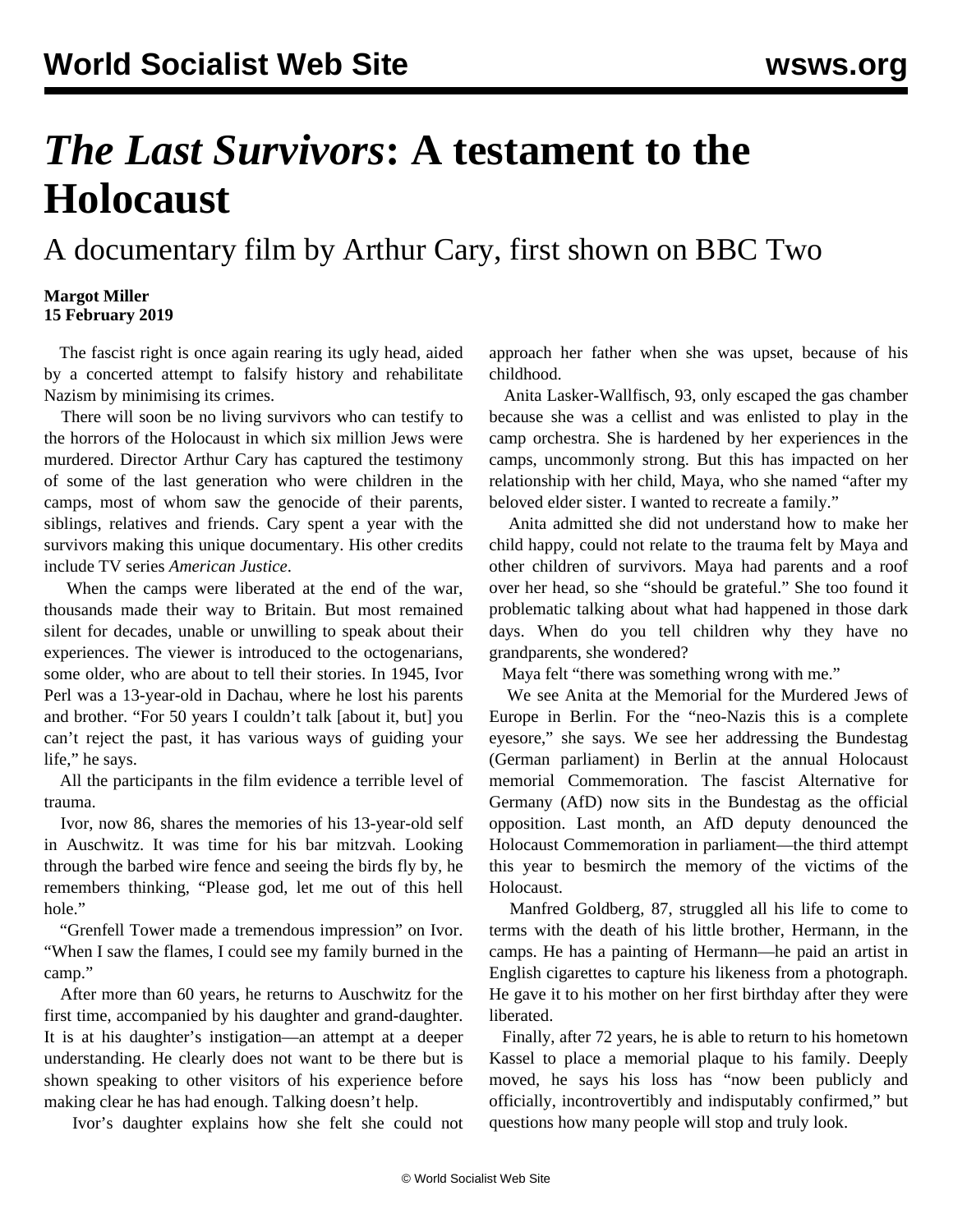# *The Last Survivors*: A testament to the Holocaust

## A documentary film by Arthur Cary, first shown on BBC Two

**Margot Miller**
**15 February 2019**

The fascist right is once again rearing its ugly head, aided by a concerted attempt to falsify history and rehabilitate Nazism by minimising its crimes.

There will soon be no living survivors who can testify to the horrors of the Holocaust in which six million Jews were murdered. Director Arthur Cary has captured the testimony of some of the last generation who were children in the camps, most of whom saw the genocide of their parents, siblings, relatives and friends. Cary spent a year with the survivors making this unique documentary. His other credits include TV series *American Justice*.

When the camps were liberated at the end of the war, thousands made their way to Britain. But most remained silent for decades, unable or unwilling to speak about their experiences. The viewer is introduced to the octogenarians, some older, who are about to tell their stories. In 1945, Ivor Perl was a 13-year-old in Dachau, where he lost his parents and brother. "For 50 years I couldn't talk [about it, but] you can't reject the past, it has various ways of guiding your life," he says.

All the participants in the film evidence a terrible level of trauma.

Ivor, now 86, shares the memories of his 13-year-old self in Auschwitz. It was time for his bar mitzvah. Looking through the barbed wire fence and seeing the birds fly by, he remembers thinking, "Please god, let me out of this hell hole."

"Grenfell Tower made a tremendous impression" on Ivor. "When I saw the flames, I could see my family burned in the camp."

After more than 60 years, he returns to Auschwitz for the first time, accompanied by his daughter and grand-daughter. It is at his daughter's instigation—an attempt at a deeper understanding. He clearly does not want to be there but is shown speaking to other visitors of his experience before making clear he has had enough. Talking doesn't help.

Ivor's daughter explains how she felt she could not approach her father when she was upset, because of his childhood.

Anita Lasker-Wallfisch, 93, only escaped the gas chamber because she was a cellist and was enlisted to play in the camp orchestra. She is hardened by her experiences in the camps, uncommonly strong. But this has impacted on her relationship with her child, Maya, who she named "after my beloved elder sister. I wanted to recreate a family."

Anita admitted she did not understand how to make her child happy, could not relate to the trauma felt by Maya and other children of survivors. Maya had parents and a roof over her head, so she "should be grateful." She too found it problematic talking about what had happened in those dark days. When do you tell children why they have no grandparents, she wondered?

Maya felt "there was something wrong with me."

We see Anita at the Memorial for the Murdered Jews of Europe in Berlin. For the "neo-Nazis this is a complete eyesore," she says. We see her addressing the Bundestag (German parliament) in Berlin at the annual Holocaust memorial Commemoration. The fascist Alternative for Germany (AfD) now sits in the Bundestag as the official opposition. Last month, an AfD deputy denounced the Holocaust Commemoration in parliament—the third attempt this year to besmirch the memory of the victims of the Holocaust.

Manfred Goldberg, 87, struggled all his life to come to terms with the death of his little brother, Hermann, in the camps. He has a painting of Hermann—he paid an artist in English cigarettes to capture his likeness from a photograph. He gave it to his mother on her first birthday after they were liberated.

Finally, after 72 years, he is able to return to his hometown Kassel to place a memorial plaque to his family. Deeply moved, he says his loss has "now been publicly and officially, incontrovertibly and indisputably confirmed," but questions how many people will stop and truly look.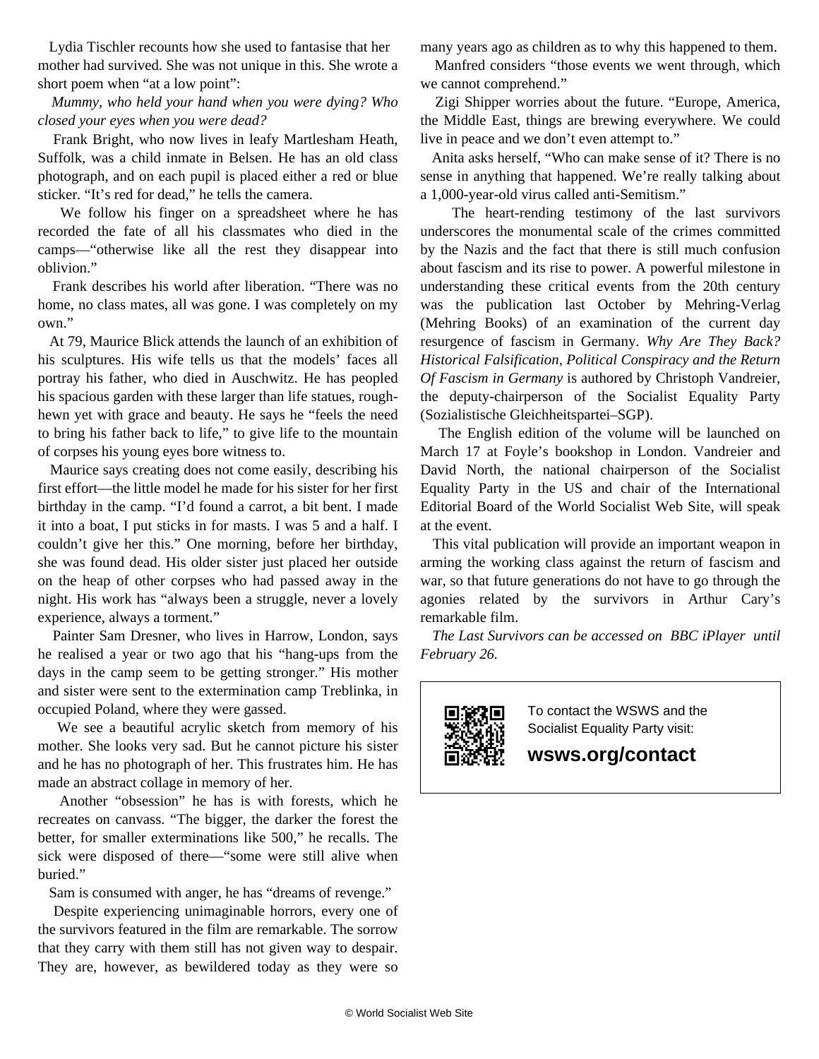Lydia Tischler recounts how she used to fantasise that her mother had survived. She was not unique in this. She wrote a short poem when "at a low point":

*Mummy, who held your hand when you were dying? Who closed your eyes when you were dead?*

Frank Bright, who now lives in leafy Martlesham Heath, Suffolk, was a child inmate in Belsen. He has an old class photograph, and on each pupil is placed either a red or blue sticker. "It's red for dead," he tells the camera.

We follow his finger on a spreadsheet where he has recorded the fate of all his classmates who died in the camps—"otherwise like all the rest they disappear into oblivion."

Frank describes his world after liberation. "There was no home, no class mates, all was gone. I was completely on my own."

At 79, Maurice Blick attends the launch of an exhibition of his sculptures. His wife tells us that the models' faces all portray his father, who died in Auschwitz. He has peopled his spacious garden with these larger than life statues, rough-hewn yet with grace and beauty. He says he "feels the need to bring his father back to life," to give life to the mountain of corpses his young eyes bore witness to.

Maurice says creating does not come easily, describing his first effort—the little model he made for his sister for her first birthday in the camp. "I'd found a carrot, a bit bent. I made it into a boat, I put sticks in for masts. I was 5 and a half. I couldn't give her this." One morning, before her birthday, she was found dead. His older sister just placed her outside on the heap of other corpses who had passed away in the night. His work has "always been a struggle, never a lovely experience, always a torment."

Painter Sam Dresner, who lives in Harrow, London, says he realised a year or two ago that his "hang-ups from the days in the camp seem to be getting stronger." His mother and sister were sent to the extermination camp Treblinka, in occupied Poland, where they were gassed.

We see a beautiful acrylic sketch from memory of his mother. She looks very sad. But he cannot picture his sister and he has no photograph of her. This frustrates him. He has made an abstract collage in memory of her.

Another "obsession" he has is with forests, which he recreates on canvass. "The bigger, the darker the forest the better, for smaller exterminations like 500," he recalls. The sick were disposed of there—"some were still alive when buried."

Sam is consumed with anger, he has "dreams of revenge."

Despite experiencing unimaginable horrors, every one of the survivors featured in the film are remarkable. The sorrow that they carry with them still has not given way to despair. They are, however, as bewildered today as they were so many years ago as children as to why this happened to them.

Manfred considers "those events we went through, which we cannot comprehend."

Zigi Shipper worries about the future. "Europe, America, the Middle East, things are brewing everywhere. We could live in peace and we don't even attempt to."

Anita asks herself, "Who can make sense of it? There is no sense in anything that happened. We're really talking about a 1,000-year-old virus called anti-Semitism."

The heart-rending testimony of the last survivors underscores the monumental scale of the crimes committed by the Nazis and the fact that there is still much confusion about fascism and its rise to power. A powerful milestone in understanding these critical events from the 20th century was the publication last October by Mehring-Verlag (Mehring Books) of an examination of the current day resurgence of fascism in Germany. *Why Are They Back? Historical Falsification, Political Conspiracy and the Return Of Fascism in Germany* is authored by Christoph Vandreier, the deputy-chairperson of the Socialist Equality Party (Sozialistische Gleichheitspartei–SGP).

The English edition of the volume will be launched on March 17 at Foyle's bookshop in London. Vandreier and David North, the national chairperson of the Socialist Equality Party in the US and chair of the International Editorial Board of the World Socialist Web Site, will speak at the event.

This vital publication will provide an important weapon in arming the working class against the return of fascism and war, so that future generations do not have to go through the agonies related by the survivors in Arthur Cary's remarkable film.

*The Last Survivors can be accessed on BBC iPlayer until February 26.*

To contact the WSWS and the Socialist Equality Party visit:

**wsws.org/contact**